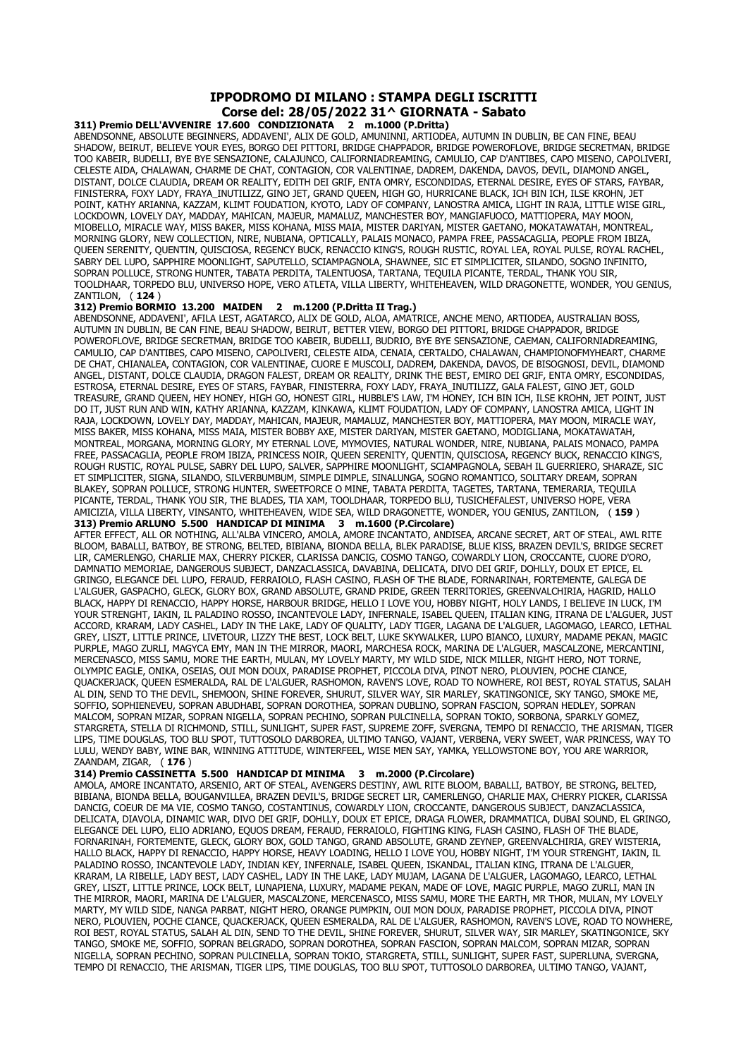# IPPODROMO DI MILANO : STAMPA DEGLI ISCRITTI

## Corse del: 28/05/2022 31^ GIORNATA - Sabato

**311) Premio DELL'AVVENIRE 17.600 CONDIZIONATA 2 m.1000 (P.Dritta)**

ABENDSONNE, ABSOLUTE BEGINNERS, ADDAVENI', ALIX DE GOLD, AMUNINNI, ARTIODEA, AUTUMN IN DUBLIN, BE CAN FINE, BEAU SHADOW, BEIRUT, BELIEVE YOUR EYES, BORGO DEI PITTORI, BRIDGE CHAPPADOR, BRIDGE POWEROFLOVE, BRIDGE SECRETMAN, BRIDGE TOO KABEIR, BUDELLI, BYE BYE SENSAZIONE, CALAJUNCO, CALIFORNIADREAMING, CAMULIO, CAP D'ANTIBES, CAPO MISENO, CAPOLIVERI, CELESTE AIDA, CHALAWAN, CHARME DE CHAT, CONTAGION, COR VALENTINAE, DADREM, DAKENDA, DAVOS, DEVIL, DIAMOND ANGEL, DISTANT, DOLCE CLAUDIA, DREAM OR REALITY, EDITH DEI GRIF, ENTA OMRY, ESCONDIDAS, ETERNAL DESIRE, EYES OF STARS, FAYBAR, FINISTERRA, FOXY LADY, FRAYA_INUTILIZZ, GINO JET, GRAND QUEEN, HIGH GO, HURRICANE BLACK, ICH BIN ICH, ILSE KROHN, JET POINT, KATHY ARIANNA, KAZZAM, KLIMT FOUDATION, KYOTO, LADY OF COMPANY, LANOSTRA AMICA, LIGHT IN RAJA, LITTLE WISE GIRL, LOCKDOWN, LOVELY DAY, MADDAY, MAHICAN, MAJEUR, MAMALUZ, MANCHESTER BOY, MANGIAFUOCO, MATTIOPERA, MAY MOON, MIOBELLO, MIRACLE WAY, MISS BAKER, MISS KOHANA, MISS MAIA, MISTER DARIYAN, MISTER GAETANO, MOKATAWATAH, MONTREAL, MORNING GLORY, NEW COLLECTION, NIRE, NUBIANA, OPTICALLY, PALAIS MONACO, PAMPA FREE, PASSACAGLIA, PEOPLE FROM IBIZA, QUEEN SERENITY, QUENTIN, QUISCIOSA, REGENCY BUCK, RENACCIO KING'S, ROUGH RUSTIC, ROYAL LEA, ROYAL PULSE, ROYAL RACHEL, SABRY DEL LUPO, SAPPHIRE MOONLIGHT, SAPUTELLO, SCIAMPAGNOLA, SHAWNEE, SIC ET SIMPLICITER, SILANDO, SOGNO INFINITO, SOPRAN POLLUCE, STRONG HUNTER, TABATA PERDITA, TALENTUOSA, TARTANA, TEQUILA PICANTE, TERDAL, THANK YOU SIR, TOOLDHAAR, TORPEDO BLU, UNIVERSO HOPE, VERO ATLETA, VILLA LIBERTY, WHITEHEAVEN, WILD DRAGONETTE, WONDER, YOU GENIUS, ZANTILON, ( **124** )

**312) Premio BORMIO 13.200 MAIDEN 2 m.1200 (P.Dritta II Trag.)**

ABENDSONNE, ADDAVENI', AFILA LEST, AGATARCO, ALIX DE GOLD, ALOA, AMATRICE, ANCHE MENO, ARTIODEA, AUSTRALIAN BOSS, AUTUMN IN DUBLIN, BE CAN FINE, BEAU SHADOW, BEIRUT, BETTER VIEW, BORGO DEI PITTORI, BRIDGE CHAPPADOR, BRIDGE POWEROFLOVE, BRIDGE SECRETMAN, BRIDGE TOO KABEIR, BUDELLI, BYE BYE SENSAZIONE, CAEMAN, CALIFORNIADREAMING, CAMULIO, CAP D'ANTIBES, CAPO MISENO, CAPOLIVERI, CELESTE AIDA, CENAIA, CERTALDO, CHALAWAN, CHAMPIONOFMYHEART, CHARME DE CHAT, CHIANALEA, CONTAGION, COR VALENTINAE, CUORE E MUSCOLI, DADREM, DAKENDA, DAVOS, DE BISOGNOSI, DEVIL, DIAMOND ANGEL, DISTANT, DOLCE CLAUDIA, DRAGON FALEST, DREAM OR REALITY, DRINK THE BEST, EMIRO DEI GRIF, ENTA OMRY, ESCONDIDAS, ESTROSA, ETERNAL DESIRE, EYES OF STARS, FAYBAR, FINISTERRA, FOXY LADY, FRAYA_INUTILIZZ, GALA FALEST, GINO JET, GOLD TREASURE, GRAND QUEEN, HEY HONEY, HIGH GO, HONEST GIRL, HUBBLE'S LAW, I'M HONEY, ICH BIN ICH, ILSE KROHN, JET POINT, JUST DO IT, JUST RUN AND WIN, KATHY ARIANNA, KAZZAM, KINKAWA, KLIMT FOUDATION, LADY OF COMPANY, LANOSTRA AMICA, LIGHT IN RAJA, LOCKDOWN, LOVELY DAY, MADDAY, MAHICAN, MAJEUR, MAMALUZ, MANCHESTER BOY, MATTIOPERA, MAY MOON, MIRACLE WAY, MISS BAKER, MISS KOHANA, MISS MAIA, MISTER BOBBY AXE, MISTER DARIYAN, MISTER GAETANO, MODIGLIANA, MOKATAWATAH, MONTREAL, MORGANA, MORNING GLORY, MY ETERNAL LOVE, MYMOVIES, NATURAL WONDER, NIRE, NUBIANA, PALAIS MONACO, PAMPA FREE, PASSACAGLIA, PEOPLE FROM IBIZA, PRINCESS NOIR, QUEEN SERENITY, QUENTIN, QUISCIOSA, REGENCY BUCK, RENACCIO KING'S, ROUGH RUSTIC, ROYAL PULSE, SABRY DEL LUPO, SALVER, SAPPHIRE MOONLIGHT, SCIAMPAGNOLA, SEBAH IL GUERRIERO, SHARAZE, SIC ET SIMPLICITER, SIGNA, SILANDO, SILVERBUMBUM, SIMPLE DIMPLE, SINALUNGA, SOGNO ROMANTICO, SOLITARY DREAM, SOPRAN BLAKEY, SOPRAN POLLUCE, STRONG HUNTER, SWEETFORCE O MINE, TABATA PERDITA, TAGETES, TARTANA, TEMERARIA, TEQUILA PICANTE, TERDAL, THANK YOU SIR, THE BLADES, TIA XAM, TOOLDHAAR, TORPEDO BLU, TUSICHEFALEST, UNIVERSO HOPE, VERA AMICIZIA, VILLA LIBERTY, VINSANTO, WHITEHEAVEN, WIDE SEA, WILD DRAGONETTE, WONDER, YOU GENIUS, ZANTILON, ( **159** )

**313) Premio ARLUNO 5.500 HANDICAP DI MINIMA 3 m.1600 (P.Circolare)**

AFTER EFFECT, ALL OR NOTHING, ALL'ALBA VINCERO, AMOLA, AMORE INCANTATO, ANDISEA, ARCANE SECRET, ART OF STEAL, AWL RITE BLOOM, BABALLI, BATBOY, BE STRONG, BELTED, BIBIANA, BIONDA BELLA, BLEK PARADISE, BLUE KISS, BRAZEN DEVIL'S, BRIDGE SECRET LIR, CAMERLENGO, CHARLIE MAX, CHERRY PICKER, CLARISSA DANCIG, COSMO TANGO, COWARDLY LION, CROCCANTE, CUORE D'ORO, DAMNATIO MEMORIAE, DANGEROUS SUBJECT, DANZACLASSICA, DAVABINA, DELICATA, DIVO DEI GRIF, DOHLLY, DOUX ET EPICE, EL GRINGO, ELEGANCE DEL LUPO, FERAUD, FERRAIOLO, FLASH CASINO, FLASH OF THE BLADE, FORNARINAH, FORTEMENTE, GALEGA DE L'ALGUER, GASPACHO, GLECK, GLORY BOX, GRAND ABSOLUTE, GRAND PRIDE, GREEN TERRITORIES, GREENVALCHIRIA, HAGRID, HALLO BLACK, HAPPY DI RENACCIO, HAPPY HORSE, HARBOUR BRIDGE, HELLO I LOVE YOU, HOBBY NIGHT, HOLY LANDS, I BELIEVE IN LUCK, I'M YOUR STRENGHT, IAKIN, IL PALADINO ROSSO, INCANTEVOLE LADY, INFERNALE, ISABEL QUEEN, ITALIAN KING, ITRANA DE L'ALGUER, JUST ACCORD, KRARAM, LADY CASHEL, LADY IN THE LAKE, LADY OF QUALITY, LADY TIGER, LAGANA DE L'ALGUER, LAGOMAGO, LEARCO, LETHAL GREY, LISZT, LITTLE PRINCE, LIVETOUR, LIZZY THE BEST, LOCK BELT, LUKE SKYWALKER, LUPO BIANCO, LUXURY, MADAME PEKAN, MAGIC PURPLE, MAGO ZURLI, MAGYCA EMY, MAN IN THE MIRROR, MAORI, MARCHESA ROCK, MARINA DE L'ALGUER, MASCALZONE, MERCANTINI, MERCENASCO, MISS SAMU, MORE THE EARTH, MULAN, MY LOVELY MARTY, MY WILD SIDE, NICK MILLER, NIGHT HERO, NOT TORNE, OLYMPIC EAGLE, ONIKA, OSEIAS, OUI MON DOUX, PARADISE PROPHET, PICCOLA DIVA, PINOT NERO, PLOUVIEN, POCHE CIANCE, QUACKERJACK, QUEEN ESMERALDA, RAL DE L'ALGUER, RASHOMON, RAVEN'S LOVE, ROAD TO NOWHERE, ROI BEST, ROYAL STATUS, SALAH AL DIN, SEND TO THE DEVIL, SHEMOON, SHINE FOREVER, SHURUT, SILVER WAY, SIR MARLEY, SKATINGONICE, SKY TANGO, SMOKE ME, SOFFIO, SOPHIENEVEU, SOPRAN ABUDHABI, SOPRAN DOROTHEA, SOPRAN DUBLINO, SOPRAN FASCION, SOPRAN HEDLEY, SOPRAN MALCOM, SOPRAN MIZAR, SOPRAN NIGELLA, SOPRAN PECHINO, SOPRAN PULCINELLA, SOPRAN TOKIO, SORBONA, SPARKLY GOMEZ, STARGRETA, STELLA DI RICHMOND, STILL, SUNLIGHT, SUPER FAST, SUPREME ZOFF, SVERGNA, TEMPO DI RENACCIO, THE ARISMAN, TIGER LIPS, TIME DOUGLAS, TOO BLU SPOT, TUTTOSOLO DARBOREA, ULTIMO TANGO, VAJANT, VERBENA, VERY SWEET, WAR PRINCESS, WAY TO LULU, WENDY BABY, WINE BAR, WINNING ATTITUDE, WINTERFEEL, WISE MEN SAY, YAMKA, YELLOWSTONE BOY, YOU ARE WARRIOR, ZAANDAM, ZIGAR, ( **176** )

**314) Premio CASSINETTA 5.500 HANDICAP DI MINIMA 3 m.2000 (P.Circolare)**

AMOLA, AMORE INCANTATO, ARSENIO, ART OF STEAL, AVENGERS DESTINY, AWL RITE BLOOM, BABALLI, BATBOY, BE STRONG, BELTED, BIBIANA, BIONDA BELLA, BOUGANVILLEA, BRAZEN DEVIL'S, BRIDGE SECRET LIR, CAMERLENGO, CHARLIE MAX, CHERRY PICKER, CLARISSA DANCIG, COEUR DE MA VIE, COSMO TANGO, COSTANTINUS, COWARDLY LION, CROCCANTE, DANGEROUS SUBJECT, DANZACLASSICA, DELICATA, DIAVOLA, DINAMIC WAR, DIVO DEI GRIF, DOHLLY, DOUX ET EPICE, DRAGA FLOWER, DRAMMATICA, DUBAI SOUND, EL GRINGO, ELEGANCE DEL LUPO, ELIO ADRIANO, EQUOS DREAM, FERAUD, FERRAIOLO, FIGHTING KING, FLASH CASINO, FLASH OF THE BLADE, FORNARINAH, FORTEMENTE, GLECK, GLORY BOX, GOLD TANGO, GRAND ABSOLUTE, GRAND ZEYNEP, GREENVALCHIRIA, GREY WISTERIA, HALLO BLACK, HAPPY DI RENACCIO, HAPPY HORSE, HEAVY LOADING, HELLO I LOVE YOU, HOBBY NIGHT, I'M YOUR STRENGHT, IAKIN, IL PALADINO ROSSO, INCANTEVOLE LADY, INDIAN KEY, INFERNALE, ISABEL QUEEN, ISKANDAL, ITALIAN KING, ITRANA DE L'ALGUER, KRARAM, LA RIBELLE, LADY BEST, LADY CASHEL, LADY IN THE LAKE, LADY MUJAM, LAGANA DE L'ALGUER, LAGOMAGO, LEARCO, LETHAL GREY, LISZT, LITTLE PRINCE, LOCK BELT, LUNAPIENA, LUXURY, MADAME PEKAN, MADE OF LOVE, MAGIC PURPLE, MAGO ZURLI, MAN IN THE MIRROR, MAORI, MARINA DE L'ALGUER, MASCALZONE, MERCENASCO, MISS SAMU, MORE THE EARTH, MR THOR, MULAN, MY LOVELY MARTY, MY WILD SIDE, NANGA PARBAT, NIGHT HERO, ORANGE PUMPKIN, OUI MON DOUX, PARADISE PROPHET, PICCOLA DIVA, PINOT NERO, PLOUVIEN, POCHE CIANCE, QUACKERJACK, QUEEN ESMERALDA, RAL DE L'ALGUER, RASHOMON, RAVEN'S LOVE, ROAD TO NOWHERE, ROI BEST, ROYAL STATUS, SALAH AL DIN, SEND TO THE DEVIL, SHINE FOREVER, SHURUT, SILVER WAY, SIR MARLEY, SKATINGONICE, SKY TANGO, SMOKE ME, SOFFIO, SOPRAN BELGRADO, SOPRAN DOROTHEA, SOPRAN FASCION, SOPRAN MALCOM, SOPRAN MIZAR, SOPRAN NIGELLA, SOPRAN PECHINO, SOPRAN PULCINELLA, SOPRAN TOKIO, STARGRETA, STILL, SUNLIGHT, SUPER FAST, SUPERLUNA, SVERGNA, TEMPO DI RENACCIO, THE ARISMAN, TIGER LIPS, TIME DOUGLAS, TOO BLU SPOT, TUTTOSOLO DARBOREA, ULTIMO TANGO, VAJANT,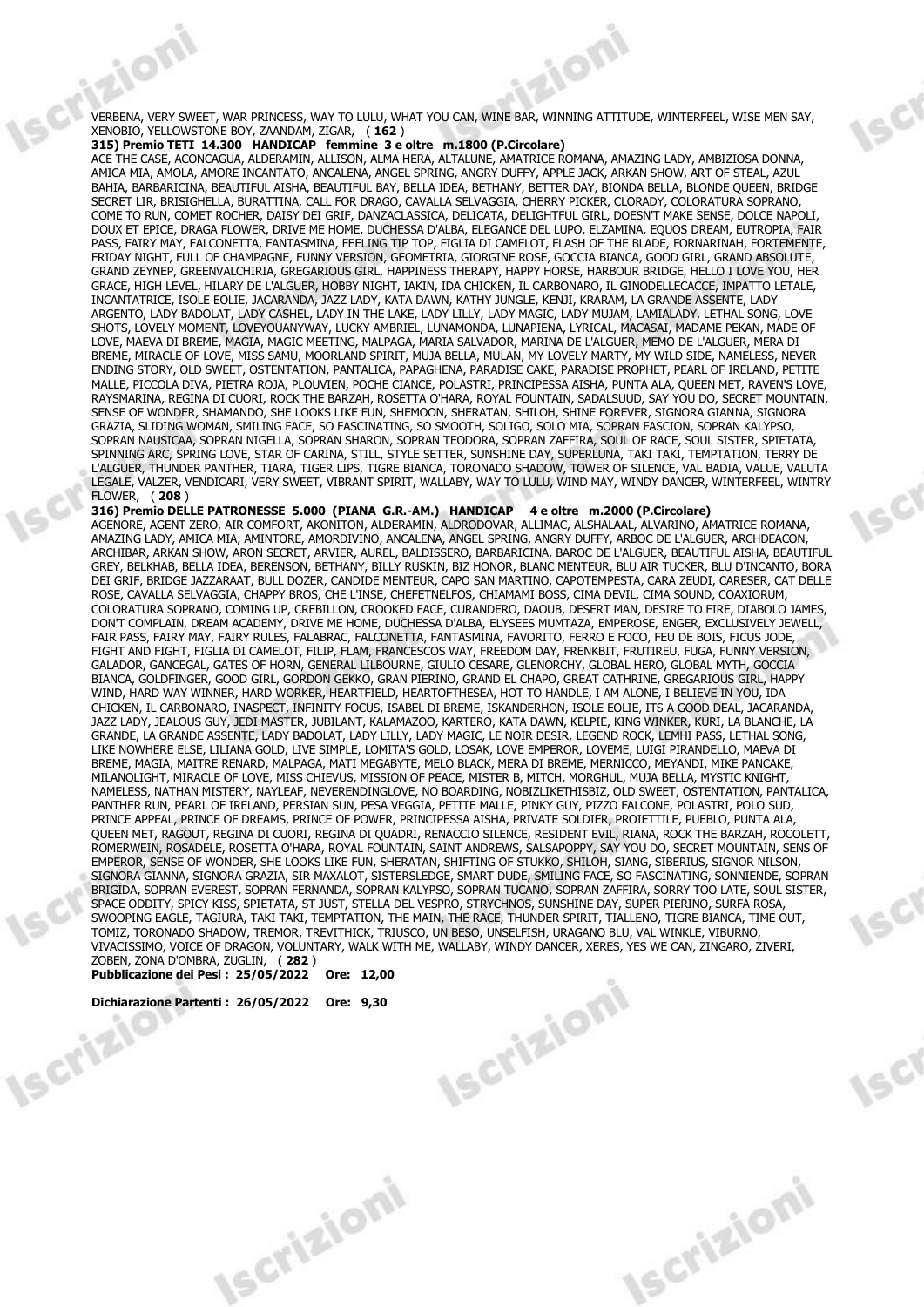VERBENA, VERY SWEET, WAR PRINCESS, WAY TO LULU, WHAT YOU CAN, WINE BAR, WINNING ATTITUDE, WINTERFEEL, WISE MEN SAY, XENOBIO, YELLOWSTONE BOY, ZAANDAM, ZIGAR, ( **162** )

**315) Premio TETI 14.300 HANDICAP femmine 3 e oltre m.1800 (P.Circolare)**

ACE THE CASE, ACONCAGUA, ALDERAMIN, ALLISON, ALMA HERA, ALTALUNE, AMATRICE ROMANA, AMAZING LADY, AMBIZIOSA DONNA, AMICA MIA, AMOLA, AMORE INCANTATO, ANCALENA, ANGEL SPRING, ANGRY DUFFY, APPLE JACK, ARKAN SHOW, ART OF STEAL, AZUL BAHIA, BARBARICINA, BEAUTIFUL AISHA, BEAUTIFUL BAY, BELLA IDEA, BETHANY, BETTER DAY, BIONDA BELLA, BLONDE QUEEN, BRIDGE SECRET LIR, BRISIGHELLA, BURATTINA, CALL FOR DRAGO, CAVALLA SELVAGGIA, CHERRY PICKER, CLORADY, COLORATURA SOPRANO, COME TO RUN, COMET ROCHER, DAISY DEI GRIF, DANZACLASSICA, DELICATA, DELIGHTFUL GIRL, DOESN'T MAKE SENSE, DOLCE NAPOLI, DOUX ET EPICE, DRAGA FLOWER, DRIVE ME HOME, DUCHESSA D'ALBA, ELEGANCE DEL LUPO, ELZAMINA, EQUOS DREAM, EUTROPIA, FAIR PASS, FAIRY MAY, FALCONETTA, FANTASMINA, FEELING TIP TOP, FIGLIA DI CAMELOT, FLASH OF THE BLADE, FORNARINAH, FORTEMENTE, FRIDAY NIGHT, FULL OF CHAMPAGNE, FUNNY VERSION, GEOMETRIA, GIORGINE ROSE, GOCCIA BIANCA, GOOD GIRL, GRAND ABSOLUTE, GRAND ZEYNEP, GREENVALCHIRIA, GREGARIOUS GIRL, HAPPINESS THERAPY, HAPPY HORSE, HARBOUR BRIDGE, HELLO I LOVE YOU, HER GRACE, HIGH LEVEL, HILARY DE L'ALGUER, HOBBY NIGHT, IAKIN, IDA CHICKEN, IL CARBONARO, IL GINODELLECACCE, IMPATTO LETALE, INCANTATRICE, ISOLE EOLIE, JACARANDA, JAZZ LADY, KATA DAWN, KATHY JUNGLE, KENJI, KRARAM, LA GRANDE ASSENTE, LADY ARGENTO, LADY BADOLAT, LADY CASHEL, LADY IN THE LAKE, LADY LILLY, LADY MAGIC, LADY MUJAM, LAMIALADY, LETHAL SONG, LOVE SHOTS, LOVELY MOMENT, LOVEYOUANYWAY, LUCKY AMBRIEL, LUNAMONDA, LUNAPIENA, LYRICAL, MACASAI, MADAME PEKAN, MADE OF LOVE, MAEVA DI BREME, MAGIA, MAGIC MEETING, MALPAGA, MARIA SALVADOR, MARINA DE L'ALGUER, MEMO DE L'ALGUER, MERA DI BREME, MIRACLE OF LOVE, MISS SAMU, MOORLAND SPIRIT, MUJA BELLA, MULAN, MY LOVELY MARTY, MY WILD SIDE, NAMELESS, NEVER ENDING STORY, OLD SWEET, OSTENTATION, PANTALICA, PAPAGHENA, PARADISE CAKE, PARADISE PROPHET, PEARL OF IRELAND, PETITE MALLE, PICCOLA DIVA, PIETRA ROJA, PLOUVIEN, POCHE CIANCE, POLASTRI, PRINCIPESSA AISHA, PUNTA ALA, QUEEN MET, RAVEN'S LOVE, RAYSMARINA, REGINA DI CUORI, ROCK THE BARZAH, ROSETTA O'HARA, ROYAL FOUNTAIN, SADALSUUD, SAY YOU DO, SECRET MOUNTAIN, SENSE OF WONDER, SHAMANDO, SHE LOOKS LIKE FUN, SHEMOON, SHERATAN, SHILOH, SHINE FOREVER, SIGNORA GIANNA, SIGNORA GRAZIA, SLIDING WOMAN, SMILING FACE, SO FASCINATING, SO SMOOTH, SOLIGO, SOLO MIA, SOPRAN FASCION, SOPRAN KALYPSO, SOPRAN NAUSICAA, SOPRAN NIGELLA, SOPRAN SHARON, SOPRAN TEODORA, SOPRAN ZAFFIRA, SOUL OF RACE, SOUL SISTER, SPIETATA, SPINNING ARC, SPRING LOVE, STAR OF CARINA, STILL, STYLE SETTER, SUNSHINE DAY, SUPERLUNA, TAKI TAKI, TEMPTATION, TERRY DE L'ALGUER, THUNDER PANTHER, TIARA, TIGER LIPS, TIGRE BIANCA, TORONADO SHADOW, TOWER OF SILENCE, VAL BADIA, VALUE, VALUTA LEGALE, VALZER, VENDICARI, VERY SWEET, VIBRANT SPIRIT, WALLABY, WAY TO LULU, WIND MAY, WINDY DANCER, WINTERFEEL, WINTRY FLOWER, ( **208** )

**316) Premio DELLE PATRONESSE 5.000 (PIANA G.R.-AM.) HANDICAP 4 e oltre m.2000 (P.Circolare)**

AGENORE, AGENT ZERO, AIR COMFORT, AKONITON, ALDERAMIN, ALDRODOVAR, ALLIMAC, ALSHALAAL, ALVARINO, AMATRICE ROMANA, AMAZING LADY, AMICA MIA, AMINTORE, AMORDIVINO, ANCALENA, ANGEL SPRING, ANGRY DUFFY, ARBOC DE L'ALGUER, ARCHDEACON, ARCHIBAR, ARKAN SHOW, ARON SECRET, ARVIER, AUREL, BALDISSERO, BARBARICINA, BAROC DE L'ALGUER, BEAUTIFUL AISHA, BEAUTIFUL GREY, BELKHAB, BELLA IDEA, BERENSON, BETHANY, BILLY RUSKIN, BIZ HONOR, BLANC MENTEUR, BLU AIR TUCKER, BLU D'INCANTO, BORA DEI GRIF, BRIDGE JAZZARAAT, BULL DOZER, CANDIDE MENTEUR, CAPO SAN MARTINO, CAPOTEMPESTA, CARA ZEUDI, CARESER, CAT DELLE ROSE, CAVALLA SELVAGGIA, CHAPPY BROS, CHE L'INSE, CHEFETNELFOS, CHIAMAMI BOSS, CIMA DEVIL, CIMA SOUND, COAXIORUM, COLORATURA SOPRANO, COMING UP, CREBILLON, CROOKED FACE, CURANDERO, DAOUB, DESERT MAN, DESIRE TO FIRE, DIABOLO JAMES, DON'T COMPLAIN, DREAM ACADEMY, DRIVE ME HOME, DUCHESSA D'ALBA, ELYSEES MUMTAZA, EMPEROSE, ENGER, EXCLUSIVELY JEWELL, FAIR PASS, FAIRY MAY, FAIRY RULES, FALABRAC, FALCONETTA, FANTASMINA, FAVORITO, FERRO E FOCO, FEU DE BOIS, FICUS JODE, FIGHT AND FIGHT, FIGLIA DI CAMELOT, FILIP, FLAM, FRANCESCOS WAY, FREEDOM DAY, FRENKBIT, FRUTIREU, FUGA, FUNNY VERSION, GALADOR, GANCEGAL, GATES OF HORN, GENERAL LILBOURNE, GIULIO CESARE, GLENORCHY, GLOBAL HERO, GLOBAL MYTH, GOCCIA BIANCA, GOLDFINGER, GOOD GIRL, GORDON GEKKO, GRAN PIERINO, GRAND EL CHAPO, GREAT CATHRINE, GREGARIOUS GIRL, HAPPY WIND, HARD WAY WINNER, HARD WORKER, HEARTFIELD, HEARTOFTHESEA, HOT TO HANDLE, I AM ALONE, I BELIEVE IN YOU, IDA CHICKEN, IL CARBONARO, INASPECT, INFINITY FOCUS, ISABEL DI BREME, ISKANDERHON, ISOLE EOLIE, ITS A GOOD DEAL, JACARANDA, JAZZ LADY, JEALOUS GUY, JEDI MASTER, JUBILANT, KALAMAZOO, KARTERO, KATA DAWN, KELPIE, KING WINKER, KURI, LA BLANCHE, LA GRANDE, LA GRANDE ASSENTE, LADY BADOLAT, LADY LILLY, LADY MAGIC, LE NOIR DESIR, LEGEND ROCK, LEMHI PASS, LETHAL SONG, LIKE NOWHERE ELSE, LILIANA GOLD, LIVE SIMPLE, LOMITA'S GOLD, LOSAK, LOVE EMPEROR, LOVEME, LUIGI PIRANDELLO, MAEVA DI BREME, MAGIA, MAITRE RENARD, MALPAGA, MATI MEGABYTE, MELO BLACK, MERA DI BREME, MERNICCO, MEYANDI, MIKE PANCAKE, MILANOLIGHT, MIRACLE OF LOVE, MISS CHIEVUS, MISSION OF PEACE, MISTER B, MITCH, MORGHUL, MUJA BELLA, MYSTIC KNIGHT, NAMELESS, NATHAN MISTERY, NAYLEAF, NEVERENDINGLOVE, NO BOARDING, NOBIZLIKETHISBIZ, OLD SWEET, OSTENTATION, PANTALICA, PANTHER RUN, PEARL OF IRELAND, PERSIAN SUN, PESA VEGGIA, PETITE MALLE, PINKY GUY, PIZZO FALCONE, POLASTRI, POLO SUD, PRINCE APPEAL, PRINCE OF DREAMS, PRINCE OF POWER, PRINCIPESSA AISHA, PRIVATE SOLDIER, PROIETTILE, PUEBLO, PUNTA ALA, QUEEN MET, RAGOUT, REGINA DI CUORI, REGINA DI QUADRI, RENACCIO SILENCE, RESIDENT EVIL, RIANA, ROCK THE BARZAH, ROCOLETT, ROMERWEIN, ROSADELE, ROSETTA O'HARA, ROYAL FOUNTAIN, SAINT ANDREWS, SALSAPOPPY, SAY YOU DO, SECRET MOUNTAIN, SENS OF EMPEROR, SENSE OF WONDER, SHE LOOKS LIKE FUN, SHERATAN, SHIFTING OF STUKKO, SHILOH, SIANG, SIBERIUS, SIGNOR NILSON, SIGNORA GIANNA, SIGNORA GRAZIA, SIR MAXALOT, SISTERSLEDGE, SMART DUDE, SMILING FACE, SO FASCINATING, SONNIENDE, SOPRAN BRIGIDA, SOPRAN EVEREST, SOPRAN FERNANDA, SOPRAN KALYPSO, SOPRAN TUCANO, SOPRAN ZAFFIRA, SORRY TOO LATE, SOUL SISTER, SPACE ODDITY, SPICY KISS, SPIETATA, ST JUST, STELLA DEL VESPRO, STRYCHNOS, SUNSHINE DAY, SUPER PIERINO, SURFA ROSA, SWOOPING EAGLE, TAGIURA, TAKI TAKI, TEMPTATION, THE MAIN, THE RACE, THUNDER SPIRIT, TIALLENO, TIGRE BIANCA, TIME OUT, TOMIZ, TORONADO SHADOW, TREMOR, TREVITHICK, TRIUSCO, UN BESO, UNSELFISH, URAGANO BLU, VAL WINKLE, VIBURNO, VIVACISSIMO, VOICE OF DRAGON, VOLUNTARY, WALK WITH ME, WALLABY, WINDY DANCER, XERES, YES WE CAN, ZINGARO, ZIVERI, ZOBEN, ZONA D'OMBRA, ZUGLIN, ( **282** )

**Pubblicazione dei Pesi : 25/05/2022 Ore: 12,00**

**Dichiarazione Partenti : 26/05/2022 Ore: 9,30**